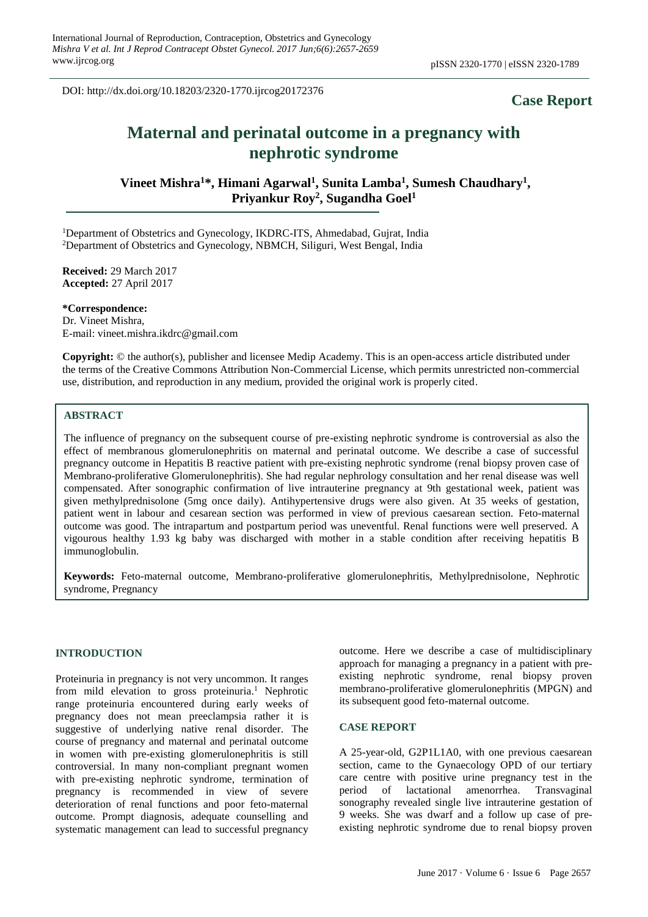DOI: http://dx.doi.org/10.18203/2320-1770.ijrcog20172376

**Case Report**

# Maternal and perinatal outcome in a pregnancy with nephrotic syndrome

**Vineet Mishra[1]*, Himani Agarwal[1], Sunita Lamba[1], Sumesh Chaudhary[1], Priyankur Roy[2], Sugandha Goel[1]**

[1]Department of Obstetrics and Gynecology, IKDRC-ITS, Ahmedabad, Gujrat, India
[2]Department of Obstetrics and Gynecology, NBMCH, Siliguri, West Bengal, India

**Received:** 29 March 2017
**Accepted:** 27 April 2017

**\*Correspondence:**
Dr. Vineet Mishra,
E-mail: vineet.mishra.ikdrc@gmail.com

**Copyright:** © the author(s), publisher and licensee Medip Academy. This is an open-access article distributed under the terms of the Creative Commons Attribution Non-Commercial License, which permits unrestricted non-commercial use, distribution, and reproduction in any medium, provided the original work is properly cited.

## ABSTRACT

The influence of pregnancy on the subsequent course of pre-existing nephrotic syndrome is controversial as also the effect of membranous glomerulonephritis on maternal and perinatal outcome. We describe a case of successful pregnancy outcome in Hepatitis B reactive patient with pre-existing nephrotic syndrome (renal biopsy proven case of Membrano-proliferative Glomerulonephritis). She had regular nephrology consultation and her renal disease was well compensated. After sonographic confirmation of live intrauterine pregnancy at 9th gestational week, patient was given methylprednisolone (5mg once daily). Antihypertensive drugs were also given. At 35 weeks of gestation, patient went in labour and cesarean section was performed in view of previous caesarean section. Feto-maternal outcome was good. The intrapartum and postpartum period was uneventful. Renal functions were well preserved. A vigourous healthy 1.93 kg baby was discharged with mother in a stable condition after receiving hepatitis B immunoglobulin.

**Keywords:** Feto-maternal outcome, Membrano-proliferative glomerulonephritis, Methylprednisolone, Nephrotic syndrome, Pregnancy

## INTRODUCTION

Proteinuria in pregnancy is not very uncommon. It ranges from mild elevation to gross proteinuria.[1] Nephrotic range proteinuria encountered during early weeks of pregnancy does not mean preeclampsia rather it is suggestive of underlying native renal disorder. The course of pregnancy and maternal and perinatal outcome in women with pre-existing glomerulonephritis is still controversial. In many non-compliant pregnant women with pre-existing nephrotic syndrome, termination of pregnancy is recommended in view of severe deterioration of renal functions and poor feto-maternal outcome. Prompt diagnosis, adequate counselling and systematic management can lead to successful pregnancy outcome. Here we describe a case of multidisciplinary approach for managing a pregnancy in a patient with pre-existing nephrotic syndrome, renal biopsy proven membrano-proliferative glomerulonephritis (MPGN) and its subsequent good feto-maternal outcome.

## CASE REPORT

A 25-year-old, G2P1L1A0, with one previous caesarean section, came to the Gynaecology OPD of our tertiary care centre with positive urine pregnancy test in the period of lactational amenorrhea. Transvaginal sonography revealed single live intrauterine gestation of 9 weeks. She was dwarf and a follow up case of pre-existing nephrotic syndrome due to renal biopsy proven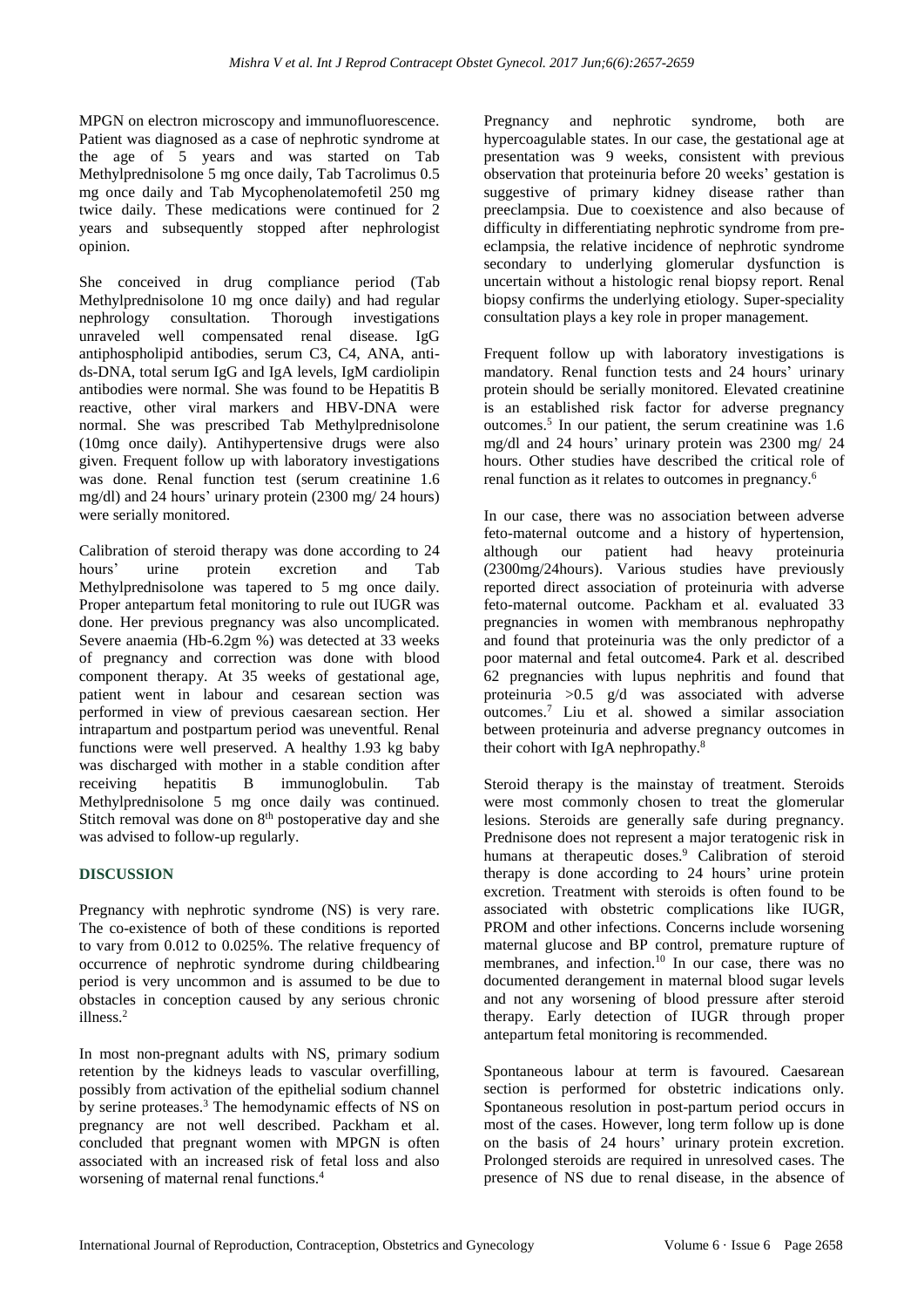MPGN on electron microscopy and immunofluorescence. Patient was diagnosed as a case of nephrotic syndrome at the age of 5 years and was started on Tab Methylprednisolone 5 mg once daily, Tab Tacrolimus 0.5 mg once daily and Tab Mycophenolatemofetil 250 mg twice daily. These medications were continued for 2 years and subsequently stopped after nephrologist opinion.

She conceived in drug compliance period (Tab Methylprednisolone 10 mg once daily) and had regular nephrology consultation. Thorough investigations unraveled well compensated renal disease. IgG antiphospholipid antibodies, serum C3, C4, ANA, anti-ds-DNA, total serum IgG and IgA levels, IgM cardiolipin antibodies were normal. She was found to be Hepatitis B reactive, other viral markers and HBV-DNA were normal. She was prescribed Tab Methylprednisolone (10mg once daily). Antihypertensive drugs were also given. Frequent follow up with laboratory investigations was done. Renal function test (serum creatinine 1.6 mg/dl) and 24 hours' urinary protein (2300 mg/ 24 hours) were serially monitored.

Calibration of steroid therapy was done according to 24 hours' urine protein excretion and Tab Methylprednisolone was tapered to 5 mg once daily. Proper antepartum fetal monitoring to rule out IUGR was done. Her previous pregnancy was also uncomplicated. Severe anaemia (Hb-6.2gm %) was detected at 33 weeks of pregnancy and correction was done with blood component therapy. At 35 weeks of gestational age, patient went in labour and cesarean section was performed in view of previous caesarean section. Her intrapartum and postpartum period was uneventful. Renal functions were well preserved. A healthy 1.93 kg baby was discharged with mother in a stable condition after receiving hepatitis B immunoglobulin. Tab Methylprednisolone 5 mg once daily was continued. Stitch removal was done on 8th postoperative day and she was advised to follow-up regularly.

## DISCUSSION

Pregnancy with nephrotic syndrome (NS) is very rare. The co-existence of both of these conditions is reported to vary from 0.012 to 0.025%. The relative frequency of occurrence of nephrotic syndrome during childbearing period is very uncommon and is assumed to be due to obstacles in conception caused by any serious chronic illness.[2]

In most non-pregnant adults with NS, primary sodium retention by the kidneys leads to vascular overfilling, possibly from activation of the epithelial sodium channel by serine proteases.[3] The hemodynamic effects of NS on pregnancy are not well described. Packham et al. concluded that pregnant women with MPGN is often associated with an increased risk of fetal loss and also worsening of maternal renal functions.[4]

Pregnancy and nephrotic syndrome, both are hypercoagulable states. In our case, the gestational age at presentation was 9 weeks, consistent with previous observation that proteinuria before 20 weeks' gestation is suggestive of primary kidney disease rather than preeclampsia. Due to coexistence and also because of difficulty in differentiating nephrotic syndrome from pre-eclampsia, the relative incidence of nephrotic syndrome secondary to underlying glomerular dysfunction is uncertain without a histologic renal biopsy report. Renal biopsy confirms the underlying etiology. Super-speciality consultation plays a key role in proper management.

Frequent follow up with laboratory investigations is mandatory. Renal function tests and 24 hours' urinary protein should be serially monitored. Elevated creatinine is an established risk factor for adverse pregnancy outcomes.[5] In our patient, the serum creatinine was 1.6 mg/dl and 24 hours' urinary protein was 2300 mg/ 24 hours. Other studies have described the critical role of renal function as it relates to outcomes in pregnancy.[6]

In our case, there was no association between adverse feto-maternal outcome and a history of hypertension, although our patient had heavy proteinuria (2300mg/24hours). Various studies have previously reported direct association of proteinuria with adverse feto-maternal outcome. Packham et al. evaluated 33 pregnancies in women with membranous nephropathy and found that proteinuria was the only predictor of a poor maternal and fetal outcome4. Park et al. described 62 pregnancies with lupus nephritis and found that proteinuria >0.5 g/d was associated with adverse outcomes.[7] Liu et al. showed a similar association between proteinuria and adverse pregnancy outcomes in their cohort with IgA nephropathy.[8]

Steroid therapy is the mainstay of treatment. Steroids were most commonly chosen to treat the glomerular lesions. Steroids are generally safe during pregnancy. Prednisone does not represent a major teratogenic risk in humans at therapeutic doses.[9] Calibration of steroid therapy is done according to 24 hours' urine protein excretion. Treatment with steroids is often found to be associated with obstetric complications like IUGR, PROM and other infections. Concerns include worsening maternal glucose and BP control, premature rupture of membranes, and infection.[10] In our case, there was no documented derangement in maternal blood sugar levels and not any worsening of blood pressure after steroid therapy. Early detection of IUGR through proper antepartum fetal monitoring is recommended.

Spontaneous labour at term is favoured. Caesarean section is performed for obstetric indications only. Spontaneous resolution in post-partum period occurs in most of the cases. However, long term follow up is done on the basis of 24 hours' urinary protein excretion. Prolonged steroids are required in unresolved cases. The presence of NS due to renal disease, in the absence of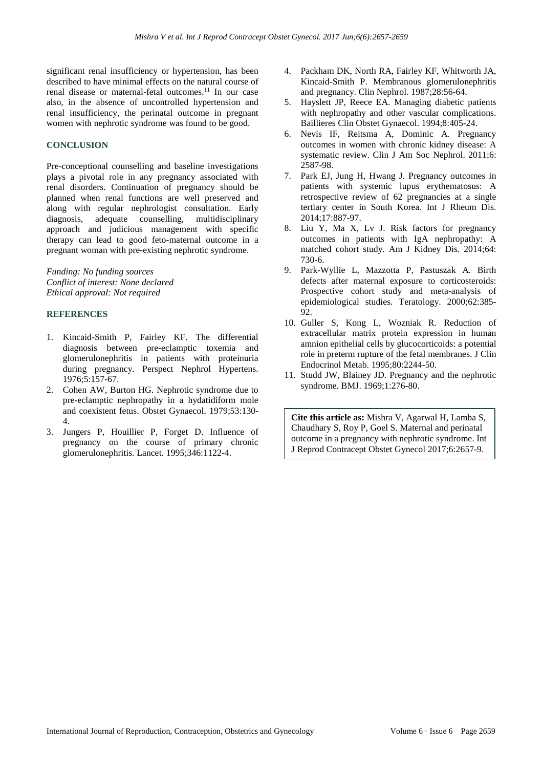significant renal insufficiency or hypertension, has been described to have minimal effects on the natural course of renal disease or maternal-fetal outcomes.[11] In our case also, in the absence of uncontrolled hypertension and renal insufficiency, the perinatal outcome in pregnant women with nephrotic syndrome was found to be good.

## CONCLUSION

Pre-conceptional counselling and baseline investigations plays a pivotal role in any pregnancy associated with renal disorders. Continuation of pregnancy should be planned when renal functions are well preserved and along with regular nephrologist consultation. Early diagnosis, adequate counselling, multidisciplinary approach and judicious management with specific therapy can lead to good feto-maternal outcome in a pregnant woman with pre-existing nephrotic syndrome.

*Funding: No funding sources*
*Conflict of interest: None declared*
*Ethical approval: Not required*

## REFERENCES

1. Kincaid-Smith P, Fairley KF. The differential diagnosis between pre-eclamptic toxemia and glomerulonephritis in patients with proteinuria during pregnancy. Perspect Nephrol Hypertens. 1976;5:157-67.
2. Cohen AW, Burton HG. Nephrotic syndrome due to pre-eclamptic nephropathy in a hydatidiform mole and coexistent fetus. Obstet Gynaecol. 1979;53:130-4.
3. Jungers P, Houillier P, Forget D. Influence of pregnancy on the course of primary chronic glomerulonephritis. Lancet. 1995;346:1122-4.
4. Packham DK, North RA, Fairley KF, Whitworth JA, Kincaid-Smith P. Membranous glomerulonephritis and pregnancy. Clin Nephrol. 1987;28:56-64.
5. Hayslett JP, Reece EA. Managing diabetic patients with nephropathy and other vascular complications. Baillieres Clin Obstet Gynaecol. 1994;8:405-24.
6. Nevis IF, Reitsma A, Dominic A. Pregnancy outcomes in women with chronic kidney disease: A systematic review. Clin J Am Soc Nephrol. 2011;6: 2587-98.
7. Park EJ, Jung H, Hwang J. Pregnancy outcomes in patients with systemic lupus erythematosus: A retrospective review of 62 pregnancies at a single tertiary center in South Korea. Int J Rheum Dis. 2014;17:887-97.
8. Liu Y, Ma X, Lv J. Risk factors for pregnancy outcomes in patients with IgA nephropathy: A matched cohort study. Am J Kidney Dis. 2014;64: 730-6.
9. Park-Wyllie L, Mazzotta P, Pastuszak A. Birth defects after maternal exposure to corticosteroids: Prospective cohort study and meta-analysis of epidemiological studies. Teratology. 2000;62:385-92.
10. Guller S, Kong L, Wozniak R. Reduction of extracellular matrix protein expression in human amnion epithelial cells by glucocorticoids: a potential role in preterm rupture of the fetal membranes. J Clin Endocrinol Metab. 1995;80:2244-50.
11. Studd JW, Blainey JD. Pregnancy and the nephrotic syndrome. BMJ. 1969;1:276-80.

**Cite this article as:** Mishra V, Agarwal H, Lamba S, Chaudhary S, Roy P, Goel S. Maternal and perinatal outcome in a pregnancy with nephrotic syndrome. Int J Reprod Contracept Obstet Gynecol 2017;6:2657-9.